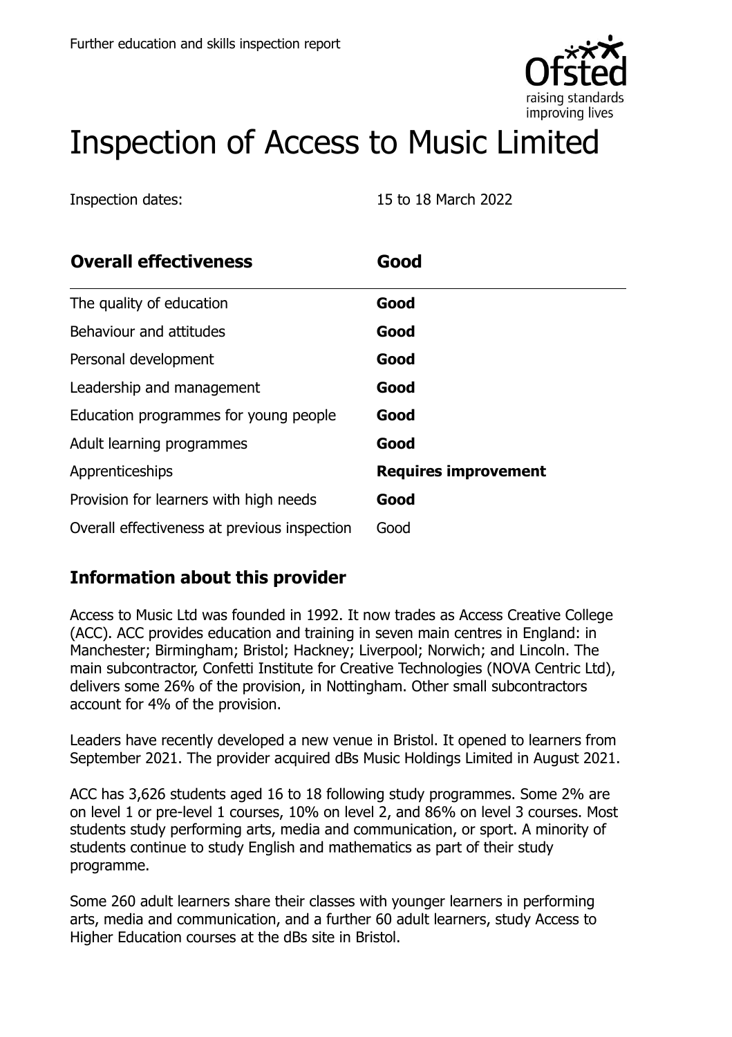Further education and skills inspection report

# Inspection of Access to Music Limited

Inspection dates: 15 to 18 March 2022

| **Overall effectiveness** | **Good** |
| --- | --- |
| The quality of education | **Good** |
| Behaviour and attitudes | **Good** |
| Personal development | **Good** |
| Leadership and management | **Good** |
| Education programmes for young people | **Good** |
| Adult learning programmes | **Good** |
| Apprenticeships | **Requires improvement** |
| Provision for learners with high needs | **Good** |
| Overall effectiveness at previous inspection | Good |

## Information about this provider

Access to Music Ltd was founded in 1992. It now trades as Access Creative College (ACC). ACC provides education and training in seven main centres in England: in Manchester; Birmingham; Bristol; Hackney; Liverpool; Norwich; and Lincoln. The main subcontractor, Confetti Institute for Creative Technologies (NOVA Centric Ltd), delivers some 26% of the provision, in Nottingham. Other small subcontractors account for 4% of the provision.

Leaders have recently developed a new venue in Bristol. It opened to learners from September 2021. The provider acquired dBs Music Holdings Limited in August 2021.

ACC has 3,626 students aged 16 to 18 following study programmes. Some 2% are on level 1 or pre-level 1 courses, 10% on level 2, and 86% on level 3 courses. Most students study performing arts, media and communication, or sport. A minority of students continue to study English and mathematics as part of their study programme.

Some 260 adult learners share their classes with younger learners in performing arts, media and communication, and a further 60 adult learners, study Access to Higher Education courses at the dBs site in Bristol.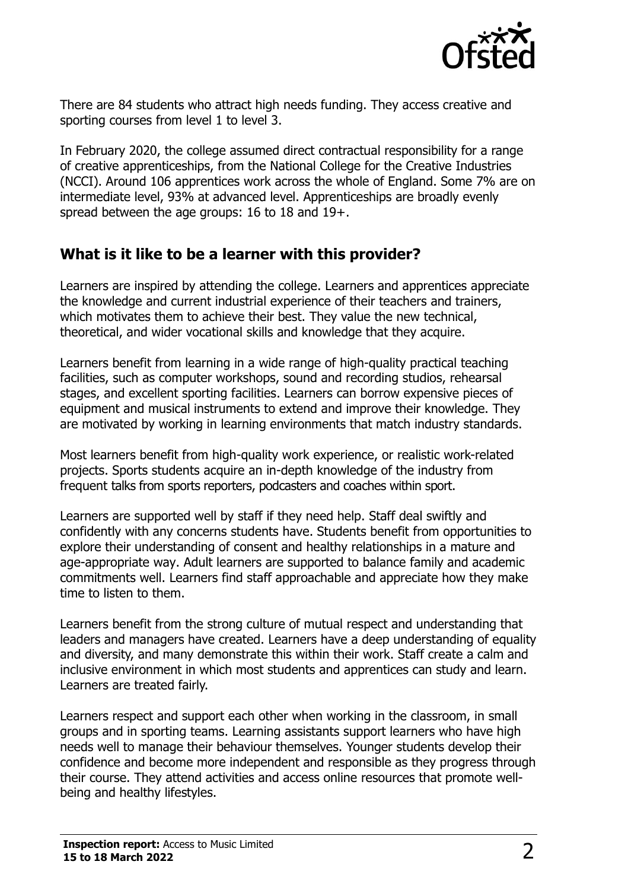There are 84 students who attract high needs funding. They access creative and sporting courses from level 1 to level 3.

In February 2020, the college assumed direct contractual responsibility for a range of creative apprenticeships, from the National College for the Creative Industries (NCCI). Around 106 apprentices work across the whole of England. Some 7% are on intermediate level, 93% at advanced level. Apprenticeships are broadly evenly spread between the age groups: 16 to 18 and 19+.

## What is it like to be a learner with this provider?

Learners are inspired by attending the college. Learners and apprentices appreciate the knowledge and current industrial experience of their teachers and trainers, which motivates them to achieve their best. They value the new technical, theoretical, and wider vocational skills and knowledge that they acquire.

Learners benefit from learning in a wide range of high-quality practical teaching facilities, such as computer workshops, sound and recording studios, rehearsal stages, and excellent sporting facilities. Learners can borrow expensive pieces of equipment and musical instruments to extend and improve their knowledge. They are motivated by working in learning environments that match industry standards.

Most learners benefit from high-quality work experience, or realistic work-related projects. Sports students acquire an in-depth knowledge of the industry from frequent talks from sports reporters, podcasters and coaches within sport.

Learners are supported well by staff if they need help. Staff deal swiftly and confidently with any concerns students have. Students benefit from opportunities to explore their understanding of consent and healthy relationships in a mature and age-appropriate way. Adult learners are supported to balance family and academic commitments well. Learners find staff approachable and appreciate how they make time to listen to them.

Learners benefit from the strong culture of mutual respect and understanding that leaders and managers have created. Learners have a deep understanding of equality and diversity, and many demonstrate this within their work. Staff create a calm and inclusive environment in which most students and apprentices can study and learn. Learners are treated fairly.

Learners respect and support each other when working in the classroom, in small groups and in sporting teams. Learning assistants support learners who have high needs well to manage their behaviour themselves. Younger students develop their confidence and become more independent and responsible as they progress through their course. They attend activities and access online resources that promote well-being and healthy lifestyles.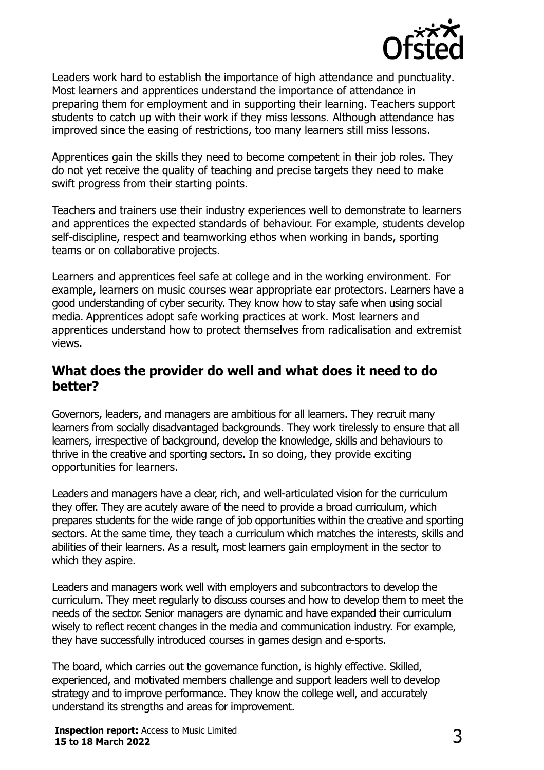Leaders work hard to establish the importance of high attendance and punctuality. Most learners and apprentices understand the importance of attendance in preparing them for employment and in supporting their learning. Teachers support students to catch up with their work if they miss lessons. Although attendance has improved since the easing of restrictions, too many learners still miss lessons.

Apprentices gain the skills they need to become competent in their job roles. They do not yet receive the quality of teaching and precise targets they need to make swift progress from their starting points.

Teachers and trainers use their industry experiences well to demonstrate to learners and apprentices the expected standards of behaviour. For example, students develop self-discipline, respect and teamworking ethos when working in bands, sporting teams or on collaborative projects.

Learners and apprentices feel safe at college and in the working environment. For example, learners on music courses wear appropriate ear protectors. Learners have a good understanding of cyber security. They know how to stay safe when using social media. Apprentices adopt safe working practices at work. Most learners and apprentices understand how to protect themselves from radicalisation and extremist views.

## What does the provider do well and what does it need to do better?

Governors, leaders, and managers are ambitious for all learners. They recruit many learners from socially disadvantaged backgrounds. They work tirelessly to ensure that all learners, irrespective of background, develop the knowledge, skills and behaviours to thrive in the creative and sporting sectors. In so doing, they provide exciting opportunities for learners.

Leaders and managers have a clear, rich, and well-articulated vision for the curriculum they offer. They are acutely aware of the need to provide a broad curriculum, which prepares students for the wide range of job opportunities within the creative and sporting sectors. At the same time, they teach a curriculum which matches the interests, skills and abilities of their learners. As a result, most learners gain employment in the sector to which they aspire.

Leaders and managers work well with employers and subcontractors to develop the curriculum. They meet regularly to discuss courses and how to develop them to meet the needs of the sector. Senior managers are dynamic and have expanded their curriculum wisely to reflect recent changes in the media and communication industry. For example, they have successfully introduced courses in games design and e-sports.

The board, which carries out the governance function, is highly effective. Skilled, experienced, and motivated members challenge and support leaders well to develop strategy and to improve performance. They know the college well, and accurately understand its strengths and areas for improvement.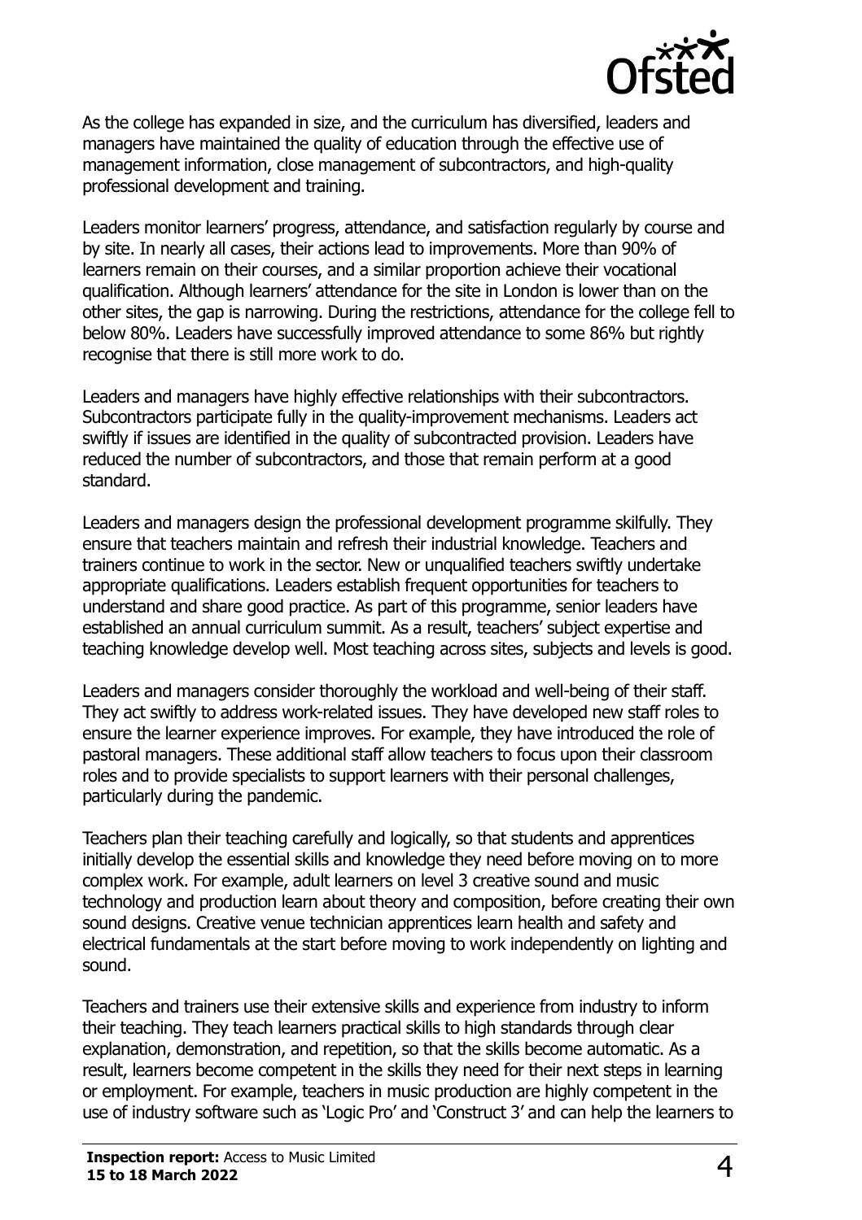As the college has expanded in size, and the curriculum has diversified, leaders and managers have maintained the quality of education through the effective use of management information, close management of subcontractors, and high-quality professional development and training.

Leaders monitor learners' progress, attendance, and satisfaction regularly by course and by site. In nearly all cases, their actions lead to improvements. More than 90% of learners remain on their courses, and a similar proportion achieve their vocational qualification. Although learners' attendance for the site in London is lower than on the other sites, the gap is narrowing. During the restrictions, attendance for the college fell to below 80%. Leaders have successfully improved attendance to some 86% but rightly recognise that there is still more work to do.

Leaders and managers have highly effective relationships with their subcontractors. Subcontractors participate fully in the quality-improvement mechanisms. Leaders act swiftly if issues are identified in the quality of subcontracted provision. Leaders have reduced the number of subcontractors, and those that remain perform at a good standard.

Leaders and managers design the professional development programme skilfully. They ensure that teachers maintain and refresh their industrial knowledge. Teachers and trainers continue to work in the sector. New or unqualified teachers swiftly undertake appropriate qualifications. Leaders establish frequent opportunities for teachers to understand and share good practice. As part of this programme, senior leaders have established an annual curriculum summit. As a result, teachers' subject expertise and teaching knowledge develop well. Most teaching across sites, subjects and levels is good.

Leaders and managers consider thoroughly the workload and well-being of their staff. They act swiftly to address work-related issues. They have developed new staff roles to ensure the learner experience improves. For example, they have introduced the role of pastoral managers. These additional staff allow teachers to focus upon their classroom roles and to provide specialists to support learners with their personal challenges, particularly during the pandemic.

Teachers plan their teaching carefully and logically, so that students and apprentices initially develop the essential skills and knowledge they need before moving on to more complex work. For example, adult learners on level 3 creative sound and music technology and production learn about theory and composition, before creating their own sound designs. Creative venue technician apprentices learn health and safety and electrical fundamentals at the start before moving to work independently on lighting and sound.

Teachers and trainers use their extensive skills and experience from industry to inform their teaching. They teach learners practical skills to high standards through clear explanation, demonstration, and repetition, so that the skills become automatic. As a result, learners become competent in the skills they need for their next steps in learning or employment. For example, teachers in music production are highly competent in the use of industry software such as 'Logic Pro' and 'Construct 3' and can help the learners to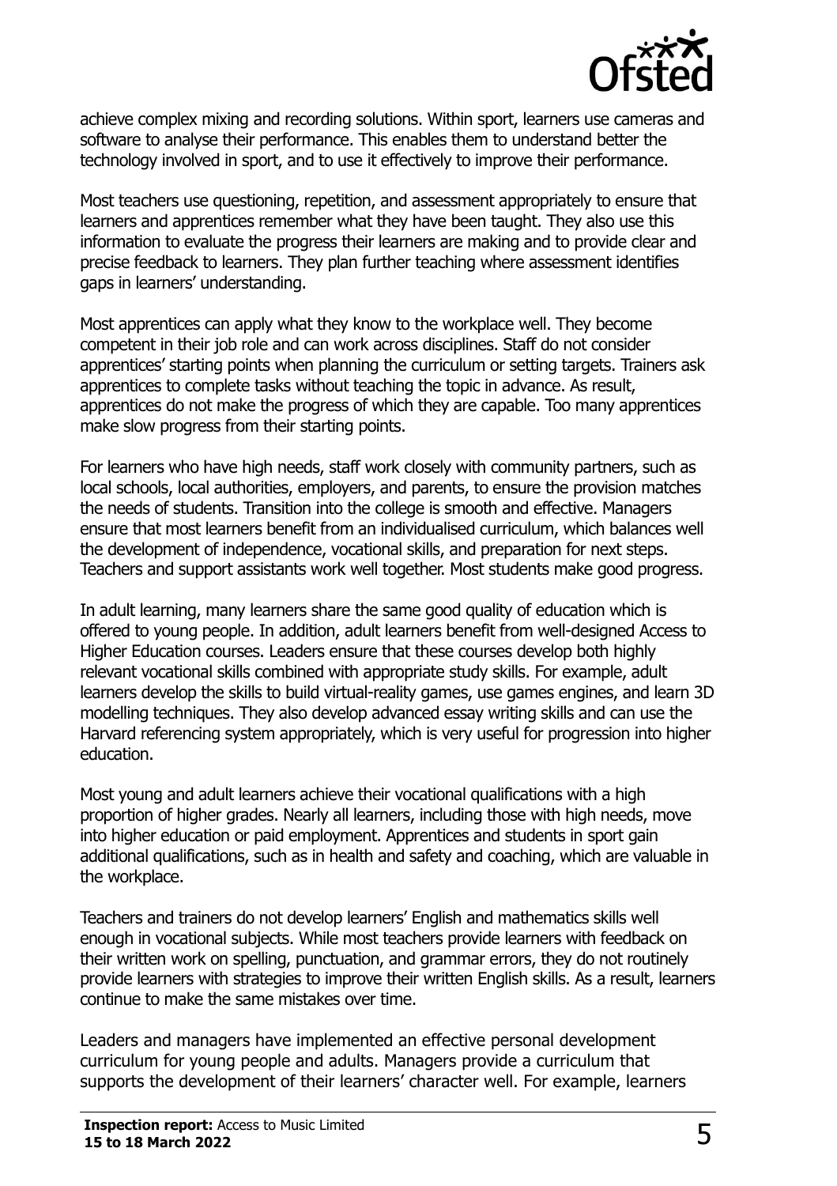achieve complex mixing and recording solutions. Within sport, learners use cameras and software to analyse their performance. This enables them to understand better the technology involved in sport, and to use it effectively to improve their performance.

Most teachers use questioning, repetition, and assessment appropriately to ensure that learners and apprentices remember what they have been taught. They also use this information to evaluate the progress their learners are making and to provide clear and precise feedback to learners. They plan further teaching where assessment identifies gaps in learners' understanding.

Most apprentices can apply what they know to the workplace well. They become competent in their job role and can work across disciplines. Staff do not consider apprentices' starting points when planning the curriculum or setting targets. Trainers ask apprentices to complete tasks without teaching the topic in advance. As result, apprentices do not make the progress of which they are capable. Too many apprentices make slow progress from their starting points.

For learners who have high needs, staff work closely with community partners, such as local schools, local authorities, employers, and parents, to ensure the provision matches the needs of students. Transition into the college is smooth and effective. Managers ensure that most learners benefit from an individualised curriculum, which balances well the development of independence, vocational skills, and preparation for next steps. Teachers and support assistants work well together. Most students make good progress.

In adult learning, many learners share the same good quality of education which is offered to young people. In addition, adult learners benefit from well-designed Access to Higher Education courses. Leaders ensure that these courses develop both highly relevant vocational skills combined with appropriate study skills. For example, adult learners develop the skills to build virtual-reality games, use games engines, and learn 3D modelling techniques. They also develop advanced essay writing skills and can use the Harvard referencing system appropriately, which is very useful for progression into higher education.

Most young and adult learners achieve their vocational qualifications with a high proportion of higher grades. Nearly all learners, including those with high needs, move into higher education or paid employment. Apprentices and students in sport gain additional qualifications, such as in health and safety and coaching, which are valuable in the workplace.

Teachers and trainers do not develop learners' English and mathematics skills well enough in vocational subjects. While most teachers provide learners with feedback on their written work on spelling, punctuation, and grammar errors, they do not routinely provide learners with strategies to improve their written English skills. As a result, learners continue to make the same mistakes over time.

Leaders and managers have implemented an effective personal development curriculum for young people and adults. Managers provide a curriculum that supports the development of their learners' character well. For example, learners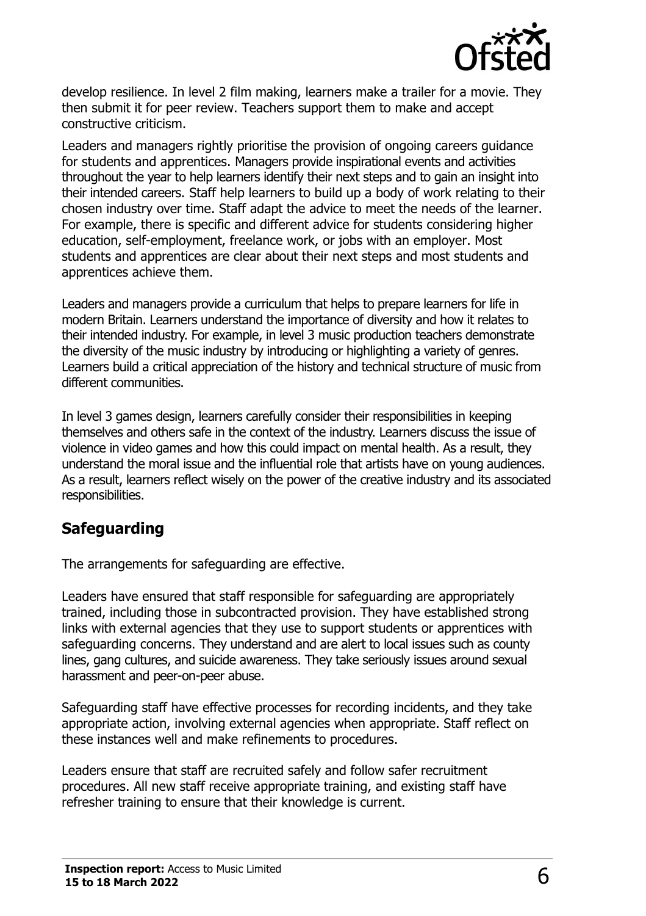develop resilience. In level 2 film making, learners make a trailer for a movie. They then submit it for peer review. Teachers support them to make and accept constructive criticism.

Leaders and managers rightly prioritise the provision of ongoing careers guidance for students and apprentices. Managers provide inspirational events and activities throughout the year to help learners identify their next steps and to gain an insight into their intended careers. Staff help learners to build up a body of work relating to their chosen industry over time. Staff adapt the advice to meet the needs of the learner. For example, there is specific and different advice for students considering higher education, self-employment, freelance work, or jobs with an employer. Most students and apprentices are clear about their next steps and most students and apprentices achieve them.

Leaders and managers provide a curriculum that helps to prepare learners for life in modern Britain. Learners understand the importance of diversity and how it relates to their intended industry. For example, in level 3 music production teachers demonstrate the diversity of the music industry by introducing or highlighting a variety of genres. Learners build a critical appreciation of the history and technical structure of music from different communities.

In level 3 games design, learners carefully consider their responsibilities in keeping themselves and others safe in the context of the industry. Learners discuss the issue of violence in video games and how this could impact on mental health. As a result, they understand the moral issue and the influential role that artists have on young audiences. As a result, learners reflect wisely on the power of the creative industry and its associated responsibilities.

## Safeguarding

The arrangements for safeguarding are effective.

Leaders have ensured that staff responsible for safeguarding are appropriately trained, including those in subcontracted provision. They have established strong links with external agencies that they use to support students or apprentices with safeguarding concerns. They understand and are alert to local issues such as county lines, gang cultures, and suicide awareness. They take seriously issues around sexual harassment and peer-on-peer abuse.

Safeguarding staff have effective processes for recording incidents, and they take appropriate action, involving external agencies when appropriate. Staff reflect on these instances well and make refinements to procedures.

Leaders ensure that staff are recruited safely and follow safer recruitment procedures. All new staff receive appropriate training, and existing staff have refresher training to ensure that their knowledge is current.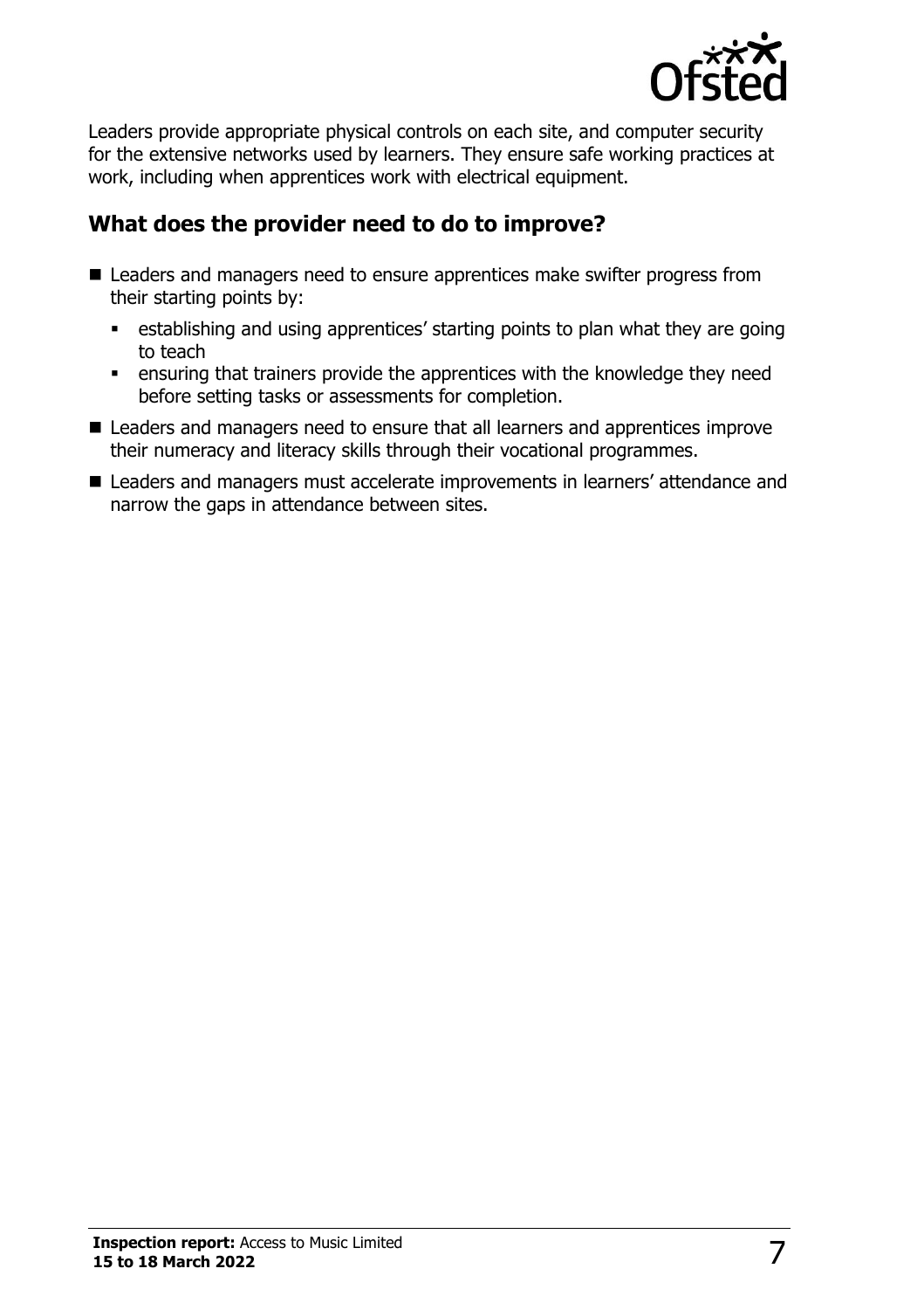Leaders provide appropriate physical controls on each site, and computer security for the extensive networks used by learners. They ensure safe working practices at work, including when apprentices work with electrical equipment.

## What does the provider need to do to improve?

- Leaders and managers need to ensure apprentices make swifter progress from their starting points by:
  - establishing and using apprentices' starting points to plan what they are going to teach
  - ensuring that trainers provide the apprentices with the knowledge they need before setting tasks or assessments for completion.
- Leaders and managers need to ensure that all learners and apprentices improve their numeracy and literacy skills through their vocational programmes.
- Leaders and managers must accelerate improvements in learners' attendance and narrow the gaps in attendance between sites.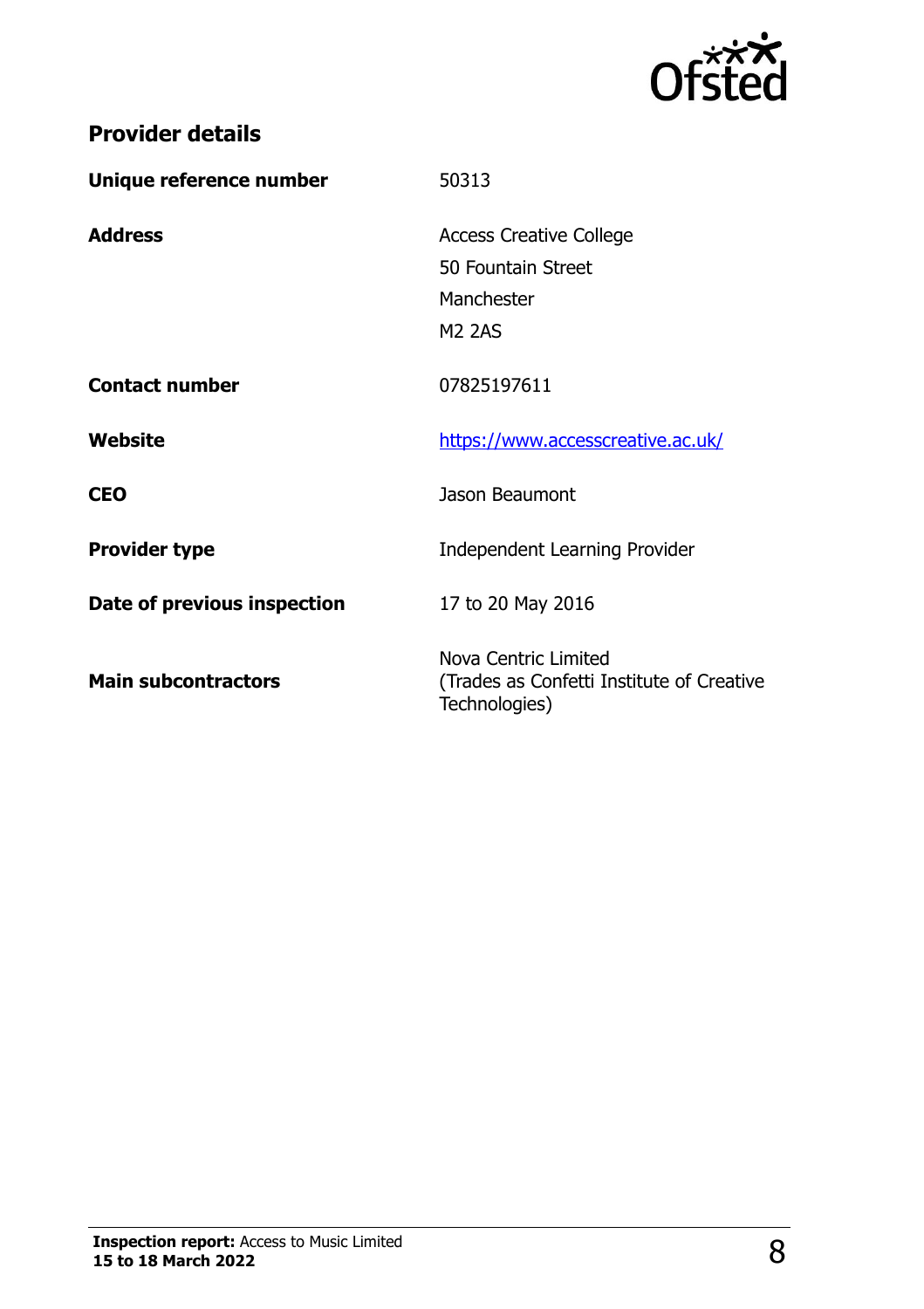## Provider details

| | |
|---|---|
| **Unique reference number** | 50313 |
| **Address** | Access Creative College<br>50 Fountain Street<br>Manchester<br>M2 2AS |
| **Contact number** | 07825197611 |
| **Website** | https://www.accesscreative.ac.uk/ |
| **CEO** | Jason Beaumont |
| **Provider type** | Independent Learning Provider |
| **Date of previous inspection** | 17 to 20 May 2016 |
| **Main subcontractors** | Nova Centric Limited (Trades as Confetti Institute of Creative Technologies) |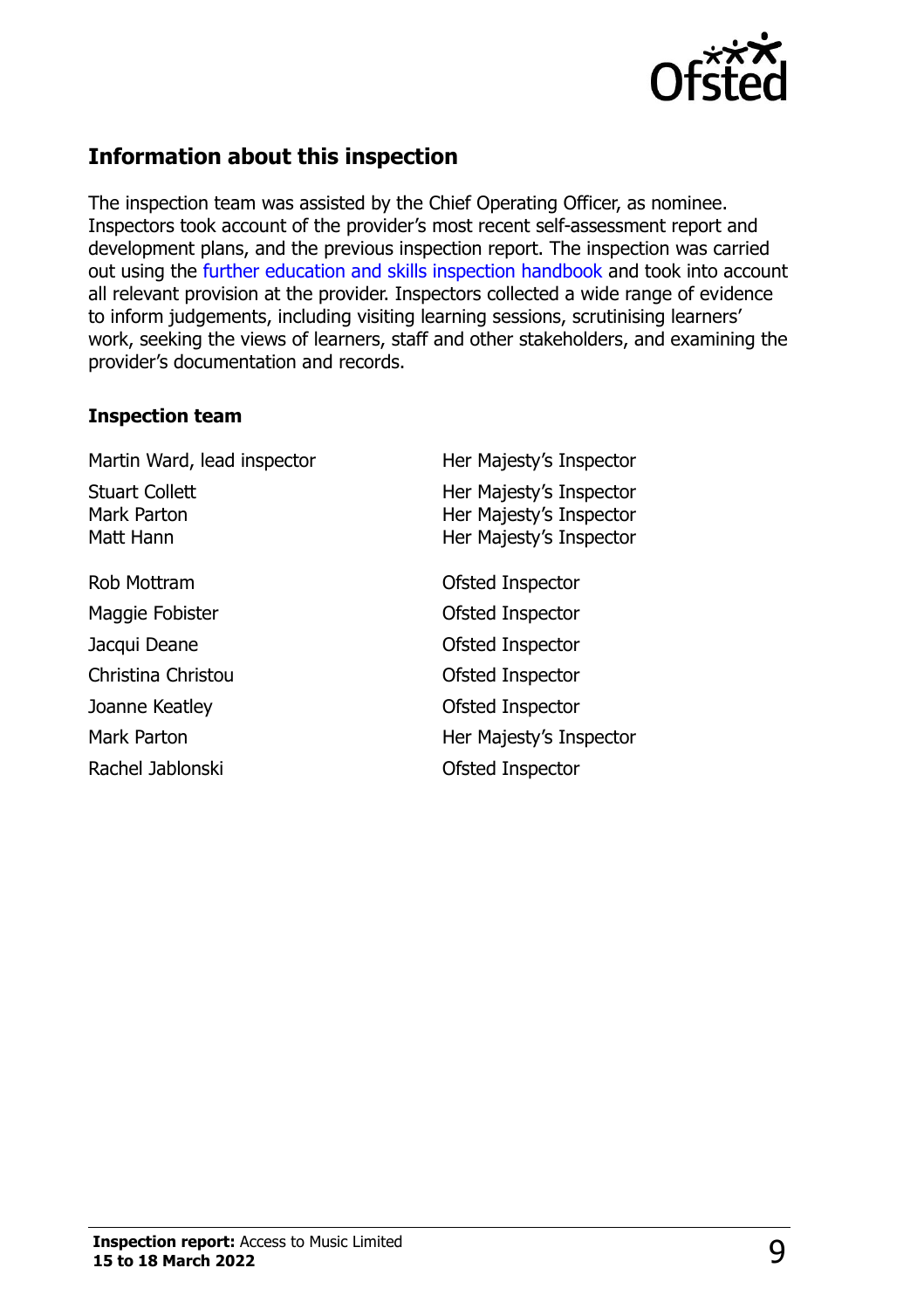## Information about this inspection

The inspection team was assisted by the Chief Operating Officer, as nominee. Inspectors took account of the provider's most recent self-assessment report and development plans, and the previous inspection report. The inspection was carried out using the further education and skills inspection handbook and took into account all relevant provision at the provider. Inspectors collected a wide range of evidence to inform judgements, including visiting learning sessions, scrutinising learners' work, seeking the views of learners, staff and other stakeholders, and examining the provider's documentation and records.

### Inspection team

| | |
|---|---|
| Martin Ward, lead inspector | Her Majesty's Inspector |
| Stuart Collett | Her Majesty's Inspector |
| Mark Parton | Her Majesty's Inspector |
| Matt Hann | Her Majesty's Inspector |
| Rob Mottram | Ofsted Inspector |
| Maggie Fobister | Ofsted Inspector |
| Jacqui Deane | Ofsted Inspector |
| Christina Christou | Ofsted Inspector |
| Joanne Keatley | Ofsted Inspector |
| Mark Parton | Her Majesty's Inspector |
| Rachel Jablonski | Ofsted Inspector |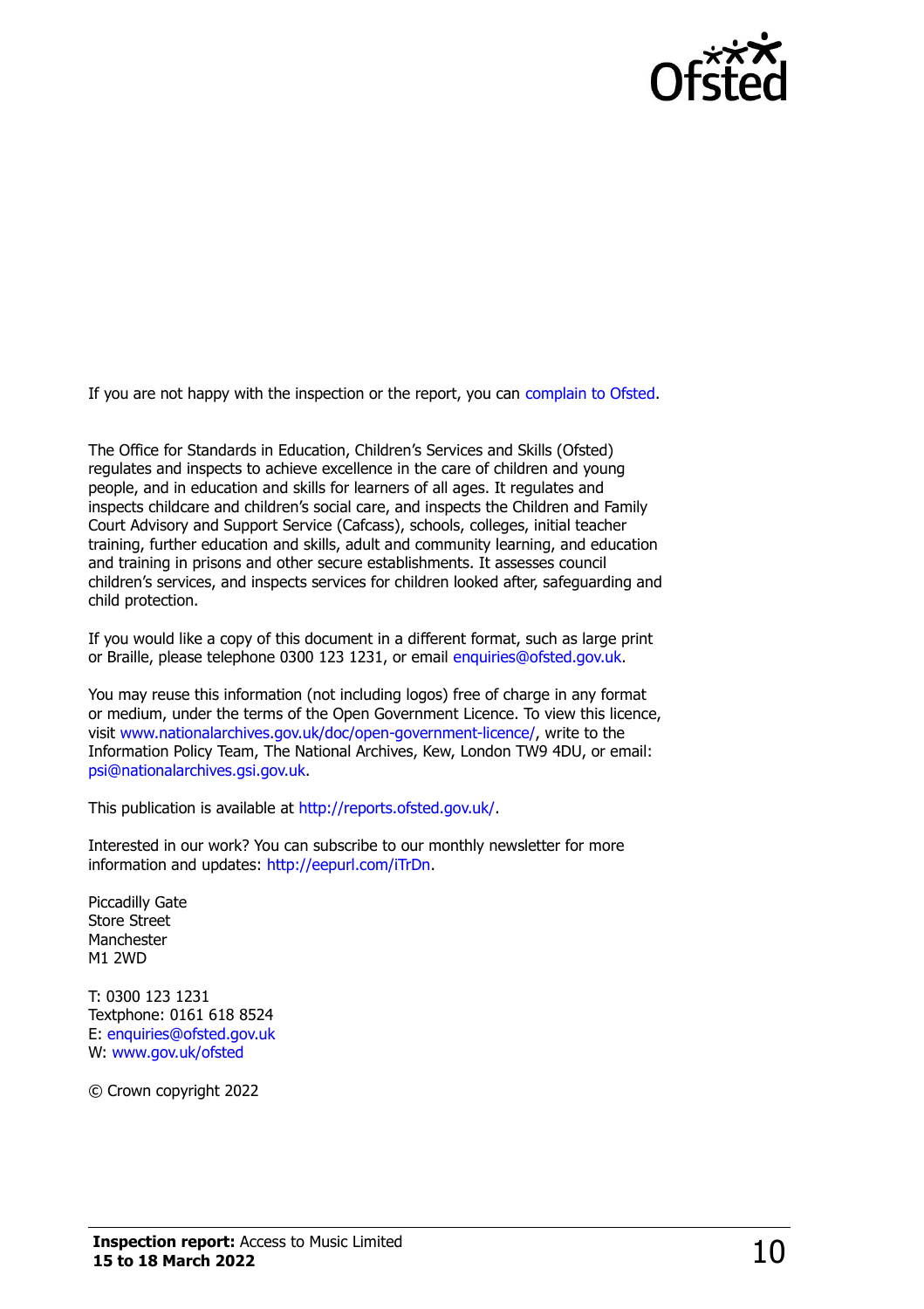If you are not happy with the inspection or the report, you can complain to Ofsted.

The Office for Standards in Education, Children's Services and Skills (Ofsted) regulates and inspects to achieve excellence in the care of children and young people, and in education and skills for learners of all ages. It regulates and inspects childcare and children's social care, and inspects the Children and Family Court Advisory and Support Service (Cafcass), schools, colleges, initial teacher training, further education and skills, adult and community learning, and education and training in prisons and other secure establishments. It assesses council children's services, and inspects services for children looked after, safeguarding and child protection.

If you would like a copy of this document in a different format, such as large print or Braille, please telephone 0300 123 1231, or email enquiries@ofsted.gov.uk.

You may reuse this information (not including logos) free of charge in any format or medium, under the terms of the Open Government Licence. To view this licence, visit www.nationalarchives.gov.uk/doc/open-government-licence/, write to the Information Policy Team, The National Archives, Kew, London TW9 4DU, or email: psi@nationalarchives.gsi.gov.uk.

This publication is available at http://reports.ofsted.gov.uk/.

Interested in our work? You can subscribe to our monthly newsletter for more information and updates: http://eepurl.com/iTrDn.

Piccadilly Gate
Store Street
Manchester
M1 2WD

T: 0300 123 1231
Textphone: 0161 618 8524
E: enquiries@ofsted.gov.uk
W: www.gov.uk/ofsted

© Crown copyright 2022